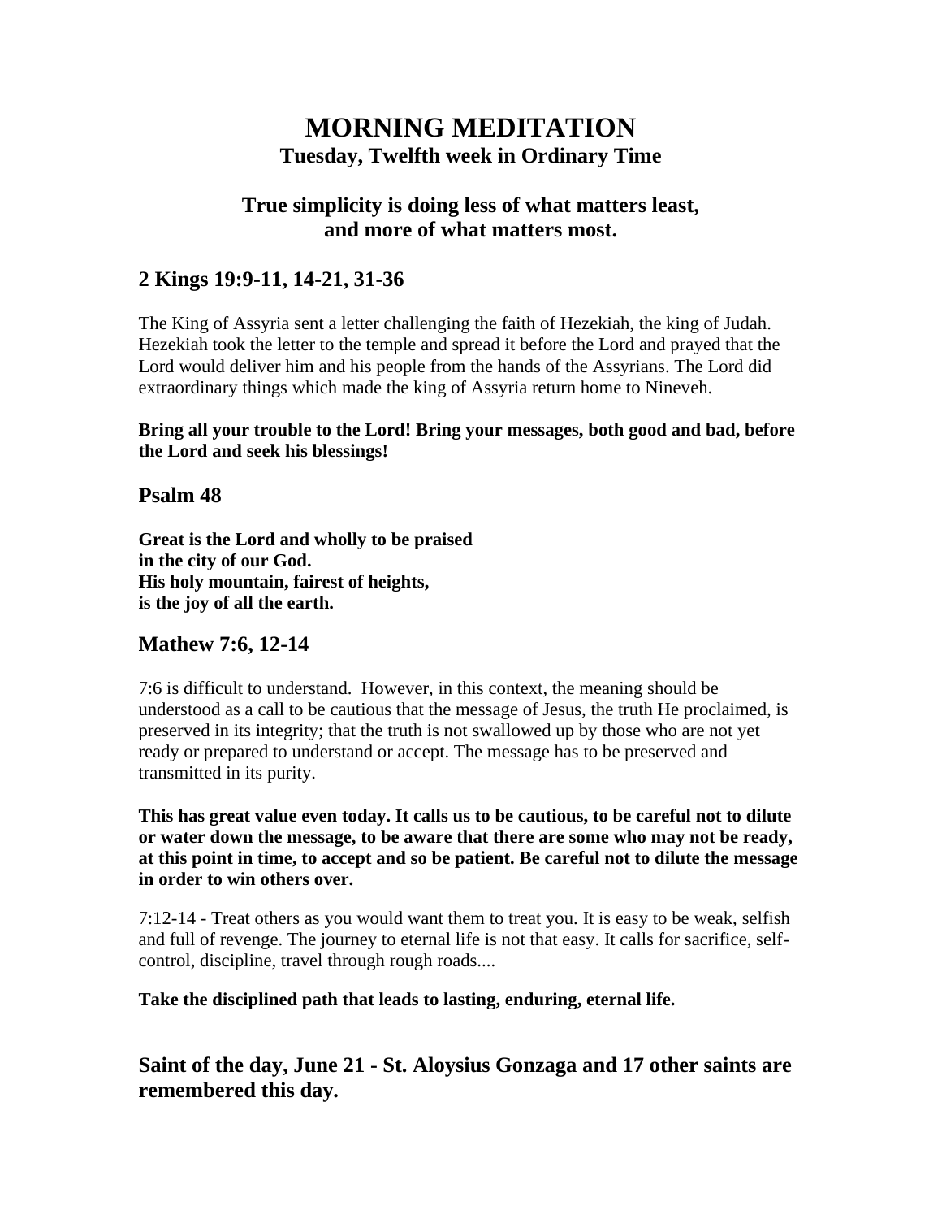# MORNING MEDITATION

### Tuesday, Twelfth week in Ordinary Time

### True simplicity is doing less of what matters least, and more of what matters most.

## 2 Kings 19:9-11, 14-21, 31-36

The King of Assyria sent a letter challenging the faith of Hezekiah, the king of Judah. Hezekiah took the letter to the temple and spread it before the Lord and prayed that the Lord would deliver him and his people from the hands of the Assyrians. The Lord did extraordinary things which made the king of Assyria return home to Nineveh.

**Bring all your trouble to the Lord! Bring your messages, both good and bad, before the Lord and seek his blessings!**

## Psalm 48

**Great is the Lord and wholly to be praised**
**in the city of our God.**
**His holy mountain, fairest of heights,**
**is the joy of all the earth.**

## Mathew 7:6, 12-14

7:6 is difficult to understand. However, in this context, the meaning should be understood as a call to be cautious that the message of Jesus, the truth He proclaimed, is preserved in its integrity; that the truth is not swallowed up by those who are not yet ready or prepared to understand or accept. The message has to be preserved and transmitted in its purity.

**This has great value even today. It calls us to be cautious, to be careful not to dilute or water down the message, to be aware that there are some who may not be ready, at this point in time, to accept and so be patient. Be careful not to dilute the message in order to win others over.**

7:12-14 - Treat others as you would want them to treat you. It is easy to be weak, selfish and full of revenge. The journey to eternal life is not that easy. It calls for sacrifice, self-control, discipline, travel through rough roads....

**Take the disciplined path that leads to lasting, enduring, eternal life.**

## Saint of the day, June 21 - St. Aloysius Gonzaga and 17 other saints are remembered this day.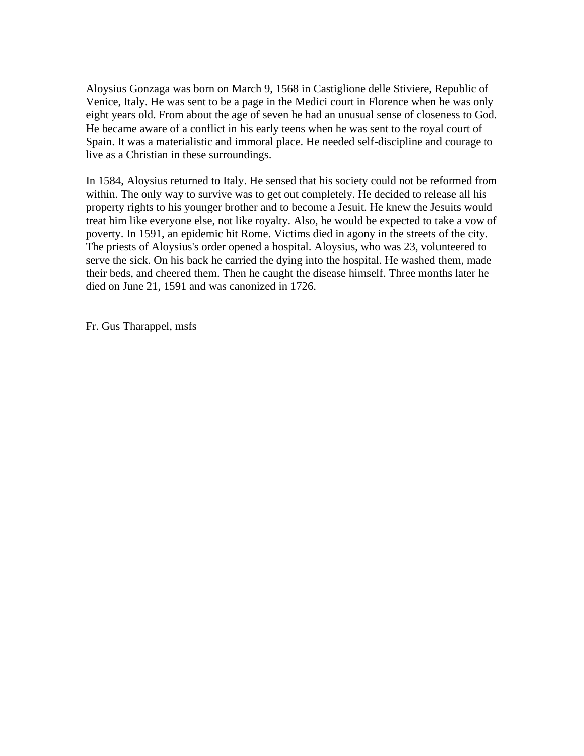Aloysius Gonzaga was born on March 9, 1568 in Castiglione delle Stiviere, Republic of Venice, Italy. He was sent to be a page in the Medici court in Florence when he was only eight years old. From about the age of seven he had an unusual sense of closeness to God. He became aware of a conflict in his early teens when he was sent to the royal court of Spain. It was a materialistic and immoral place. He needed self-discipline and courage to live as a Christian in these surroundings.

In 1584, Aloysius returned to Italy. He sensed that his society could not be reformed from within. The only way to survive was to get out completely. He decided to release all his property rights to his younger brother and to become a Jesuit. He knew the Jesuits would treat him like everyone else, not like royalty. Also, he would be expected to take a vow of poverty. In 1591, an epidemic hit Rome. Victims died in agony in the streets of the city. The priests of Aloysius's order opened a hospital. Aloysius, who was 23, volunteered to serve the sick. On his back he carried the dying into the hospital. He washed them, made their beds, and cheered them. Then he caught the disease himself. Three months later he died on June 21, 1591 and was canonized in 1726.

Fr. Gus Tharappel, msfs